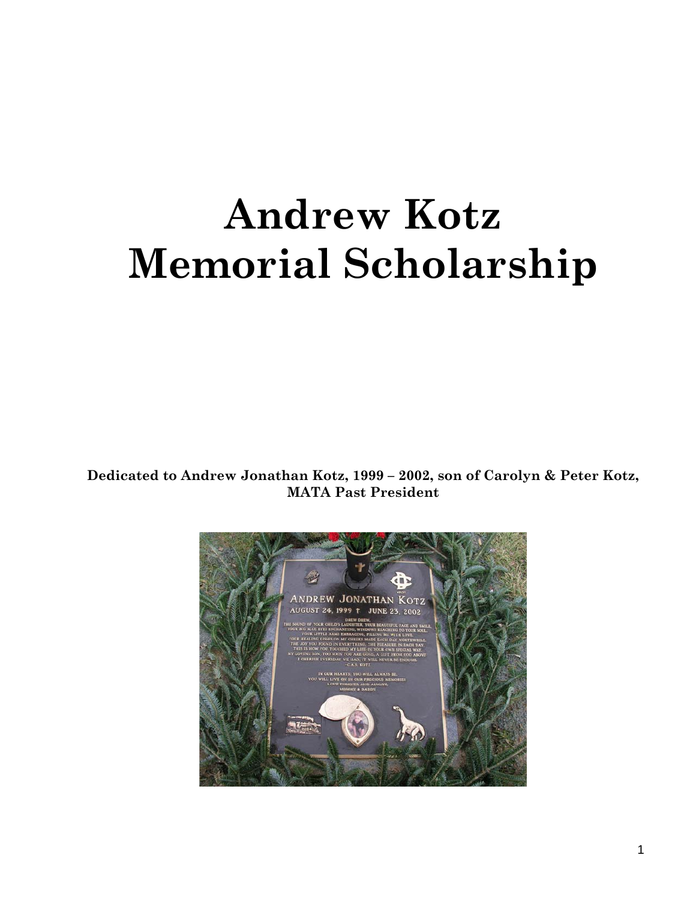# Andrew Kotz Memorial Scholarship

**Dedicated to Andrew Jonathan Kotz, 1999 – 2002, son of Carolyn & Peter Kotz, MATA Past President**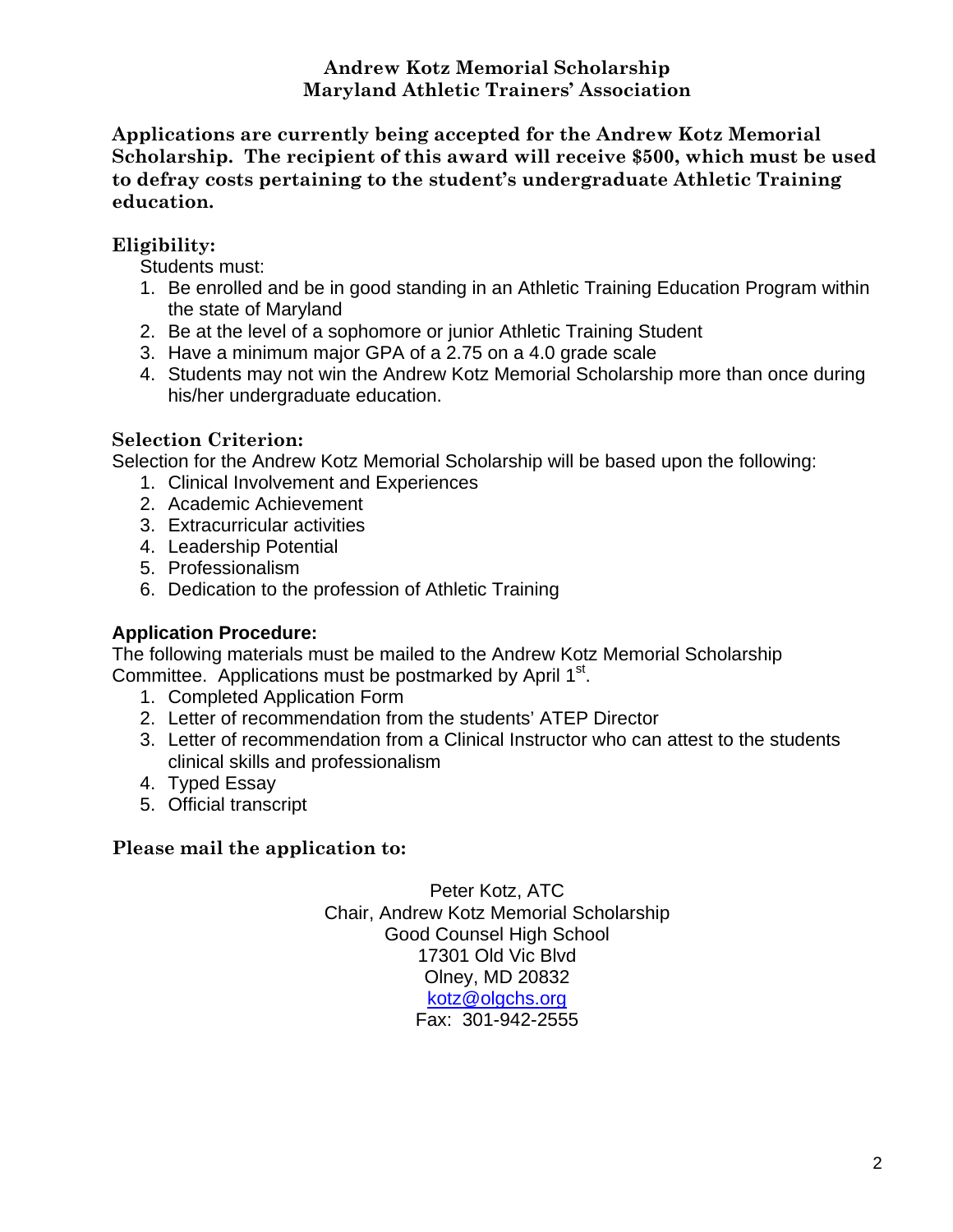# Andrew Kotz Memorial Scholarship
# Maryland Athletic Trainers' Association

**Applications are currently being accepted for the Andrew Kotz Memorial Scholarship. The recipient of this award will receive $500, which must be used to defray costs pertaining to the student's undergraduate Athletic Training education.**

## Eligibility:

Students must:

1. Be enrolled and be in good standing in an Athletic Training Education Program within the state of Maryland
2. Be at the level of a sophomore or junior Athletic Training Student
3. Have a minimum major GPA of a 2.75 on a 4.0 grade scale
4. Students may not win the Andrew Kotz Memorial Scholarship more than once during his/her undergraduate education.

## Selection Criterion:

Selection for the Andrew Kotz Memorial Scholarship will be based upon the following:

1. Clinical Involvement and Experiences
2. Academic Achievement
3. Extracurricular activities
4. Leadership Potential
5. Professionalism
6. Dedication to the profession of Athletic Training

## Application Procedure:

The following materials must be mailed to the Andrew Kotz Memorial Scholarship Committee. Applications must be postmarked by April 1st.

1. Completed Application Form
2. Letter of recommendation from the students' ATEP Director
3. Letter of recommendation from a Clinical Instructor who can attest to the students clinical skills and professionalism
4. Typed Essay
5. Official transcript

## Please mail the application to:

Peter Kotz, ATC
Chair, Andrew Kotz Memorial Scholarship
Good Counsel High School
17301 Old Vic Blvd
Olney, MD 20832
kotz@olgchs.org
Fax: 301-942-2555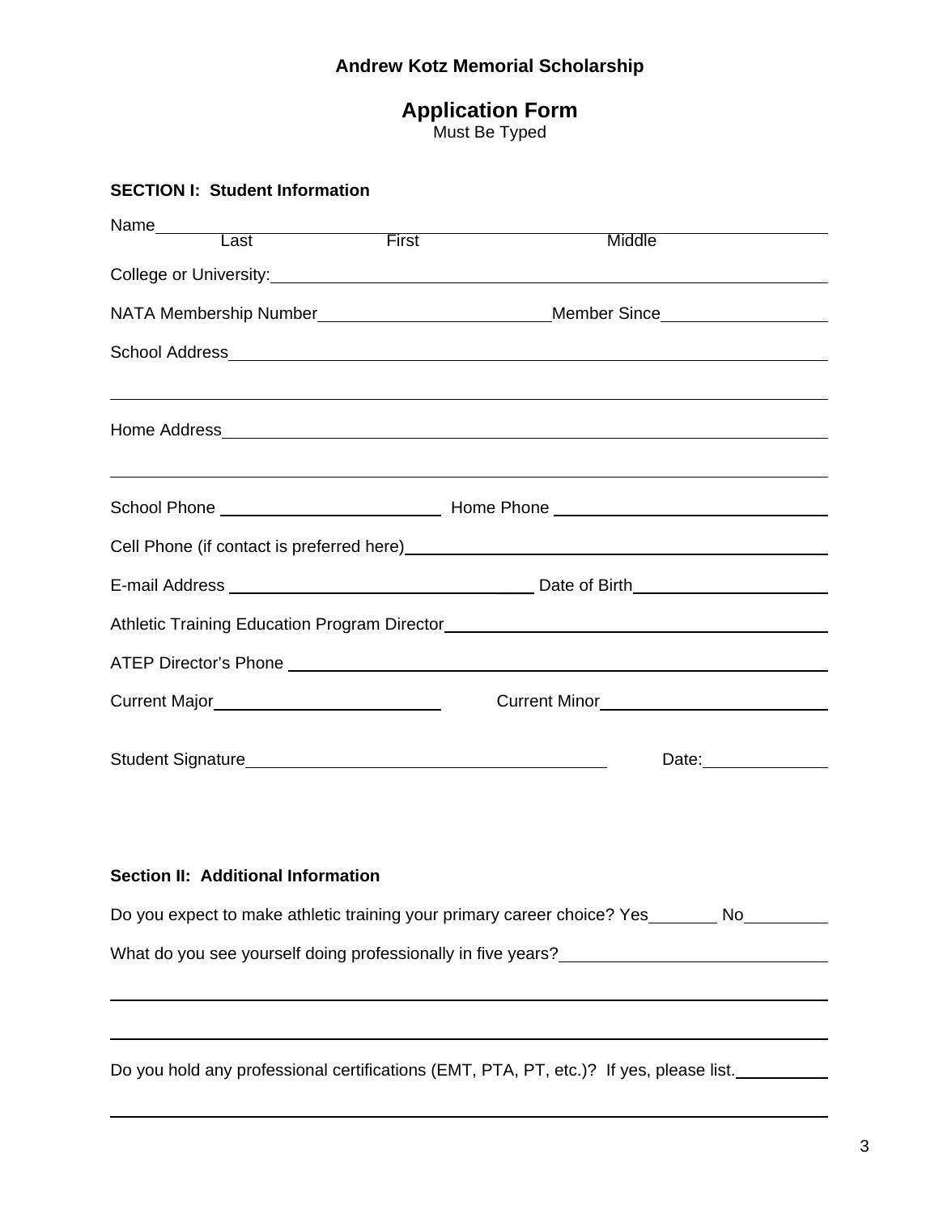**Andrew Kotz Memorial Scholarship**

## Application Form

Must Be Typed

**SECTION I: Student Information**

Name\_\_\_\_\_\_\_\_\_\_\_\_\_\_\_\_\_\_\_\_\_\_\_\_\_\_\_\_\_\_\_\_\_\_\_\_\_\_\_\_\_\_\_\_\_\_\_\_\_\_\_\_\_\_\_\_\_\_\_\_
Last First Middle

College or University:\_\_\_\_\_\_\_\_\_\_\_\_\_\_\_\_\_\_\_\_\_\_\_\_\_\_\_\_\_\_\_\_\_\_\_\_\_\_\_\_\_\_\_\_\_\_\_\_\_\_

NATA Membership Number\_\_\_\_\_\_\_\_\_\_\_\_\_\_\_\_\_\_\_\_\_\_\_\_Member Since\_\_\_\_\_\_\_\_\_\_\_\_\_\_\_\_

School Address\_\_\_\_\_\_\_\_\_\_\_\_\_\_\_\_\_\_\_\_\_\_\_\_\_\_\_\_\_\_\_\_\_\_\_\_\_\_\_\_\_\_\_\_\_\_\_\_\_\_\_\_\_\_\_\_\_

\_\_\_\_\_\_\_\_\_\_\_\_\_\_\_\_\_\_\_\_\_\_\_\_\_\_\_\_\_\_\_\_\_\_\_\_\_\_\_\_\_\_\_\_\_\_\_\_\_\_\_\_\_\_\_\_\_\_\_\_\_\_\_\_\_\_\_\_\_\_

Home Address\_\_\_\_\_\_\_\_\_\_\_\_\_\_\_\_\_\_\_\_\_\_\_\_\_\_\_\_\_\_\_\_\_\_\_\_\_\_\_\_\_\_\_\_\_\_\_\_\_\_\_\_\_\_\_\_\_\_

\_\_\_\_\_\_\_\_\_\_\_\_\_\_\_\_\_\_\_\_\_\_\_\_\_\_\_\_\_\_\_\_\_\_\_\_\_\_\_\_\_\_\_\_\_\_\_\_\_\_\_\_\_\_\_\_\_\_\_\_\_\_\_\_\_\_\_\_\_\_

School Phone \_\_\_\_\_\_\_\_\_\_\_\_\_\_\_\_\_\_\_\_\_\_ Home Phone \_\_\_\_\_\_\_\_\_\_\_\_\_\_\_\_\_\_\_\_\_\_\_\_\_\_

Cell Phone (if contact is preferred here)\_\_\_\_\_\_\_\_\_\_\_\_\_\_\_\_\_\_\_\_\_\_\_\_\_\_\_\_\_\_\_\_\_\_\_\_\_\_\_\_

E-mail Address \_\_\_\_\_\_\_\_\_\_\_\_\_\_\_\_\_\_\_\_\_\_\_\_\_\_\_\_\_\_ Date of Birth\_\_\_\_\_\_\_\_\_\_\_\_\_\_\_\_\_\_\_\_

Athletic Training Education Program Director\_\_\_\_\_\_\_\_\_\_\_\_\_\_\_\_\_\_\_\_\_\_\_\_\_\_\_\_\_\_\_\_\_\_\_\_\_

ATEP Director's Phone \_\_\_\_\_\_\_\_\_\_\_\_\_\_\_\_\_\_\_\_\_\_\_\_\_\_\_\_\_\_\_\_\_\_\_\_\_\_\_\_\_\_\_\_\_\_\_\_\_\_\_\_

Current Major\_\_\_\_\_\_\_\_\_\_\_\_\_\_\_\_\_\_\_\_\_\_\_ Current Minor\_\_\_\_\_\_\_\_\_\_\_\_\_\_\_\_\_\_\_\_\_\_\_\_

Student Signature\_\_\_\_\_\_\_\_\_\_\_\_\_\_\_\_\_\_\_\_\_\_\_\_\_\_\_\_\_\_\_\_\_\_\_\_\_\_\_ Date:\_\_\_\_\_\_\_\_\_\_\_\_\_

**Section II: Additional Information**

Do you expect to make athletic training your primary career choice? Yes\_\_\_\_\_\_\_ No\_\_\_\_\_\_\_\_

What do you see yourself doing professionally in five years?\_\_\_\_\_\_\_\_\_\_\_\_\_\_\_\_\_\_\_\_\_\_\_\_\_\_\_

\_\_\_\_\_\_\_\_\_\_\_\_\_\_\_\_\_\_\_\_\_\_\_\_\_\_\_\_\_\_\_\_\_\_\_\_\_\_\_\_\_\_\_\_\_\_\_\_\_\_\_\_\_\_\_\_\_\_\_\_\_\_\_\_\_\_\_\_\_\_

\_\_\_\_\_\_\_\_\_\_\_\_\_\_\_\_\_\_\_\_\_\_\_\_\_\_\_\_\_\_\_\_\_\_\_\_\_\_\_\_\_\_\_\_\_\_\_\_\_\_\_\_\_\_\_\_\_\_\_\_\_\_\_\_\_\_\_\_\_\_

Do you hold any professional certifications (EMT, PTA, PT, etc.)? If yes, please list.\_\_\_\_\_\_\_\_\_\_

\_\_\_\_\_\_\_\_\_\_\_\_\_\_\_\_\_\_\_\_\_\_\_\_\_\_\_\_\_\_\_\_\_\_\_\_\_\_\_\_\_\_\_\_\_\_\_\_\_\_\_\_\_\_\_\_\_\_\_\_\_\_\_\_\_\_\_\_\_\_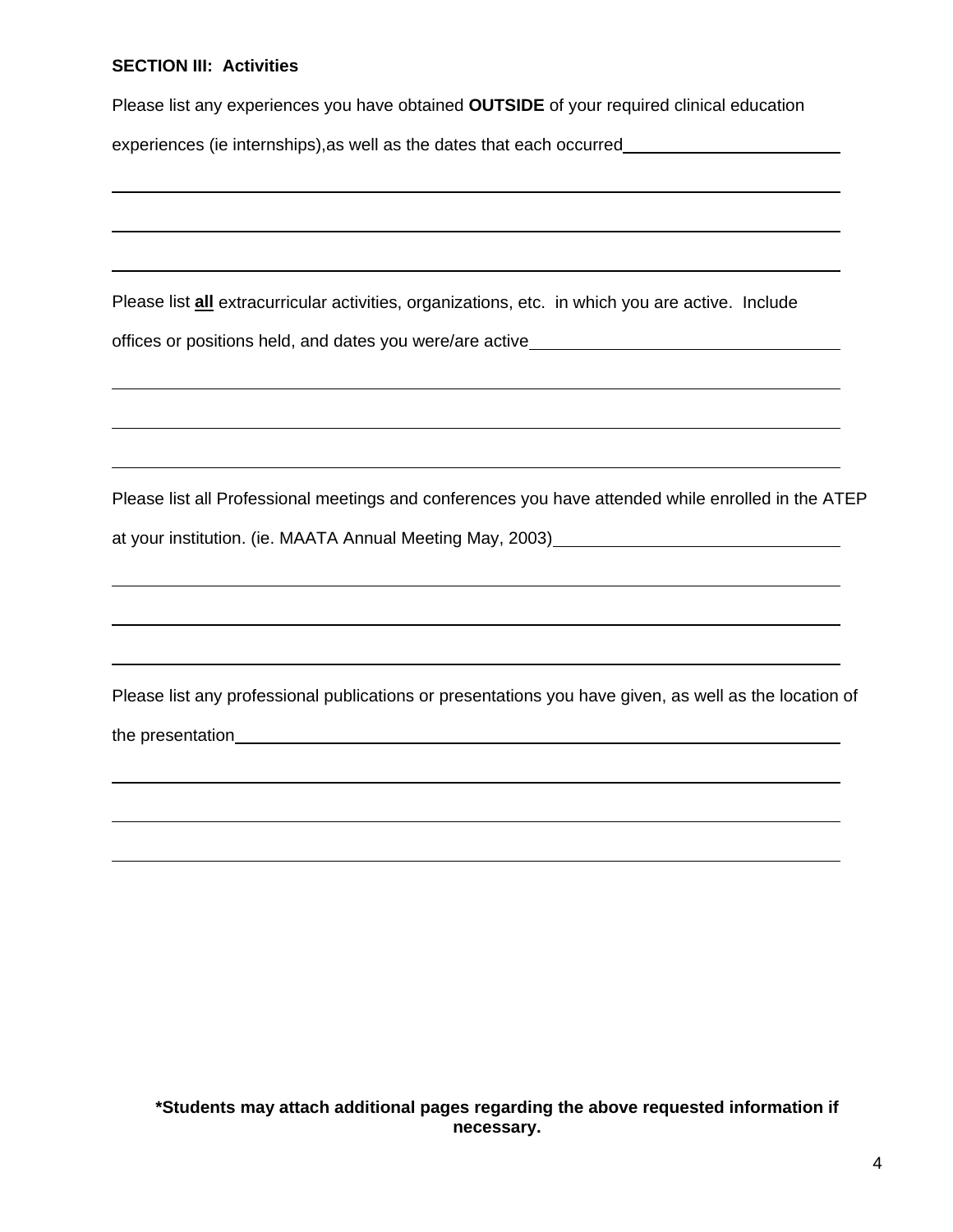**SECTION III: Activities**

Please list any experiences you have obtained **OUTSIDE** of your required clinical education experiences (ie internships),as well as the dates that each occurred

Please list **all** extracurricular activities, organizations, etc. in which you are active. Include offices or positions held, and dates you were/are active

Please list all Professional meetings and conferences you have attended while enrolled in the ATEP at your institution. (ie. MAATA Annual Meeting May, 2003)

Please list any professional publications or presentations you have given, as well as the location of the presentation

**\*Students may attach additional pages regarding the above requested information if necessary.**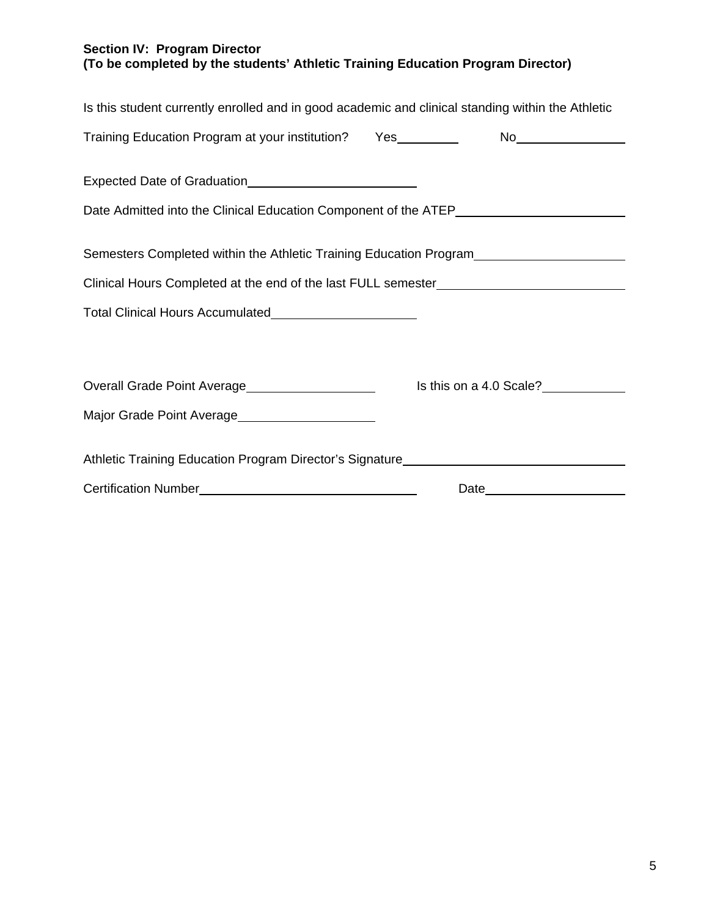**Section IV: Program Director**
**(To be completed by the students' Athletic Training Education Program Director)**

Is this student currently enrolled and in good academic and clinical standing within the Athletic Training Education Program at your institution? Yes_________ No_______________

Expected Date of Graduation________________________

Date Admitted into the Clinical Education Component of the ATEP________________________

Semesters Completed within the Athletic Training Education Program____________________

Clinical Hours Completed at the end of the last FULL semester_________________________

Total Clinical Hours Accumulated____________________

Overall Grade Point Average_________________ Is this on a 4.0 Scale?___________

Major Grade Point Average__________________

Athletic Training Education Program Director's Signature_______________________________

Certification Number______________________________ Date___________________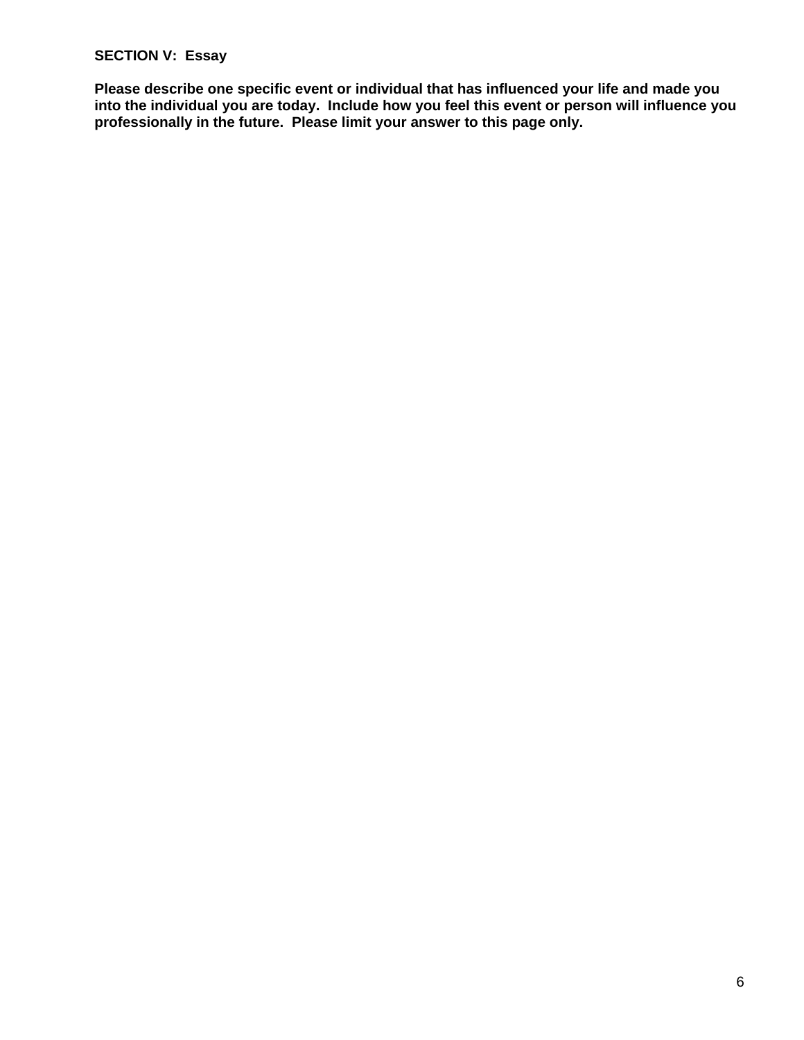**SECTION V: Essay**

**Please describe one specific event or individual that has influenced your life and made you into the individual you are today. Include how you feel this event or person will influence you professionally in the future. Please limit your answer to this page only.**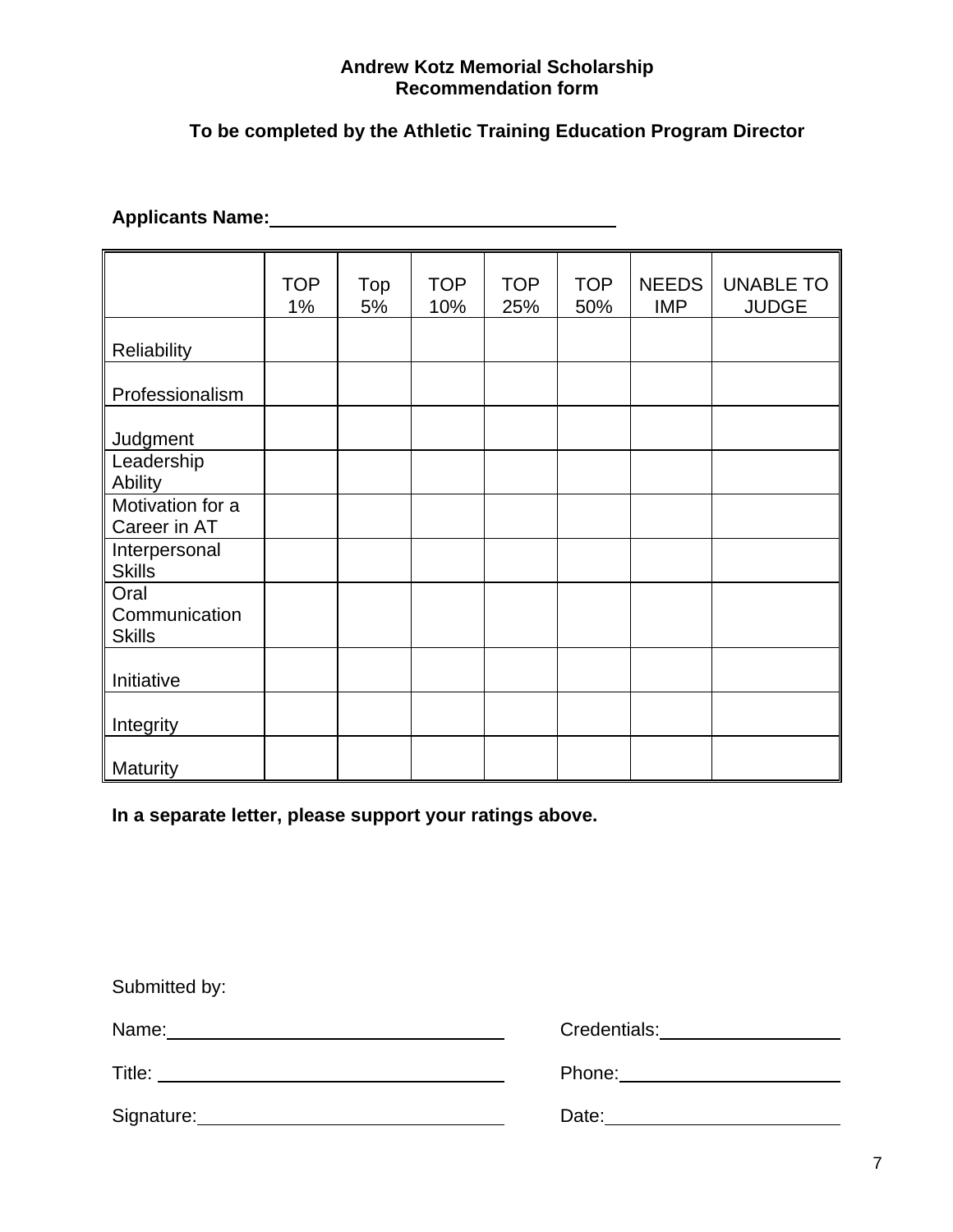**Andrew Kotz Memorial Scholarship**
**Recommendation form**

**To be completed by the Athletic Training Education Program Director**

**Applicants Name:**\_\_\_\_\_\_\_\_\_\_\_\_\_\_\_\_\_\_\_\_\_\_\_\_\_\_\_\_\_\_\_\_

| | TOP 1% | Top 5% | TOP 10% | TOP 25% | TOP 50% | NEEDS IMP | UNABLE TO JUDGE |
|---|---|---|---|---|---|---|---|
| Reliability | | | | | | | |
| Professionalism | | | | | | | |
| Judgment | | | | | | | |
| Leadership Ability | | | | | | | |
| Motivation for a Career in AT | | | | | | | |
| Interpersonal Skills | | | | | | | |
| Oral Communication Skills | | | | | | | |
| Initiative | | | | | | | |
| Integrity | | | | | | | |
| Maturity | | | | | | | |

**In a separate letter, please support your ratings above.**

Submitted by:

Name:\_\_\_\_\_\_\_\_\_\_\_\_\_\_\_\_\_\_\_\_\_\_\_\_\_\_\_\_\_\_ Credentials:\_\_\_\_\_\_\_\_\_\_\_\_\_\_\_\_

Title: \_\_\_\_\_\_\_\_\_\_\_\_\_\_\_\_\_\_\_\_\_\_\_\_\_\_\_\_\_\_ Phone:\_\_\_\_\_\_\_\_\_\_\_\_\_\_\_\_\_\_\_\_

Signature:\_\_\_\_\_\_\_\_\_\_\_\_\_\_\_\_\_\_\_\_\_\_\_\_\_\_ Date:\_\_\_\_\_\_\_\_\_\_\_\_\_\_\_\_\_\_\_\_\_\_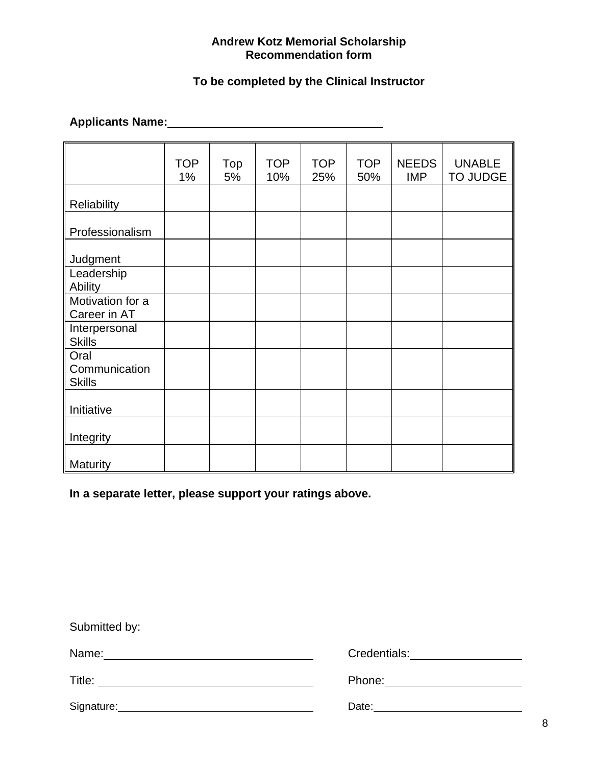**Andrew Kotz Memorial Scholarship**
**Recommendation form**

**To be completed by the Clinical Instructor**

**Applicants Name:**\_\_\_\_\_\_\_\_\_\_\_\_\_\_\_\_\_\_\_\_\_\_\_\_\_\_\_\_\_\_\_\_\_\_

| | TOP 1% | Top 5% | TOP 10% | TOP 25% | TOP 50% | NEEDS IMP | UNABLE TO JUDGE |
|---|---|---|---|---|---|---|---|
| Reliability | | | | | | | |
| Professionalism | | | | | | | |
| Judgment | | | | | | | |
| Leadership Ability | | | | | | | |
| Motivation for a Career in AT | | | | | | | |
| Interpersonal Skills | | | | | | | |
| Oral Communication Skills | | | | | | | |
| Initiative | | | | | | | |
| Integrity | | | | | | | |
| Maturity | | | | | | | |

**In a separate letter, please support your ratings above.**

Submitted by:

Name:\_\_\_\_\_\_\_\_\_\_\_\_\_\_\_\_\_\_\_\_\_\_\_\_\_\_\_\_\_\_\_\_\_\_ Credentials:\_\_\_\_\_\_\_\_\_\_\_\_\_\_\_\_\_\_

Title: \_\_\_\_\_\_\_\_\_\_\_\_\_\_\_\_\_\_\_\_\_\_\_\_\_\_\_\_\_\_\_\_\_\_ Phone:\_\_\_\_\_\_\_\_\_\_\_\_\_\_\_\_\_\_\_\_\_\_

Signature:\_\_\_\_\_\_\_\_\_\_\_\_\_\_\_\_\_\_\_\_\_\_\_\_\_\_\_\_\_\_\_\_\_\_ Date:\_\_\_\_\_\_\_\_\_\_\_\_\_\_\_\_\_\_\_\_\_\_\_\_\_\_